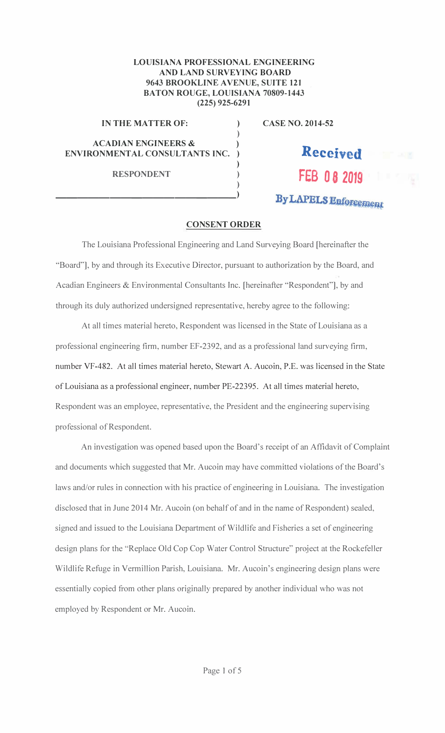**LOUISIANA PROFESSIONAL ENGINEERING**
**AND LAND SURVEYING BOARD**
**9643 BROOKLINE AVENUE, SUITE 121**
**BATON ROUGE, LOUISIANA 70809-1443**
**(225) 925-6291**

| | |
|---|---|
| **IN THE MATTER OF:** | **CASE NO. 2014-52** |
| **ACADIAN ENGINEERS & ENVIRONMENTAL CONSULTANTS INC.** | |
| **RESPONDENT** | |

Received
FEB 08 2019
By LAPELS Enforcement

## CONSENT ORDER

The Louisiana Professional Engineering and Land Surveying Board [hereinafter the "Board"], by and through its Executive Director, pursuant to authorization by the Board, and Acadian Engineers & Environmental Consultants Inc. [hereinafter "Respondent"], by and through its duly authorized undersigned representative, hereby agree to the following:

At all times material hereto, Respondent was licensed in the State of Louisiana as a professional engineering firm, number EF-2392, and as a professional land surveying firm, number VF-482. At all times material hereto, Stewart A. Aucoin, P.E. was licensed in the State of Louisiana as a professional engineer, number PE-22395. At all times material hereto, Respondent was an employee, representative, the President and the engineering supervising professional of Respondent.

An investigation was opened based upon the Board's receipt of an Affidavit of Complaint and documents which suggested that Mr. Aucoin may have committed violations of the Board's laws and/or rules in connection with his practice of engineering in Louisiana. The investigation disclosed that in June 2014 Mr. Aucoin (on behalf of and in the name of Respondent) sealed, signed and issued to the Louisiana Department of Wildlife and Fisheries a set of engineering design plans for the "Replace Old Cop Cop Water Control Structure" project at the Rockefeller Wildlife Refuge in Vermillion Parish, Louisiana. Mr. Aucoin's engineering design plans were essentially copied from other plans originally prepared by another individual who was not employed by Respondent or Mr. Aucoin.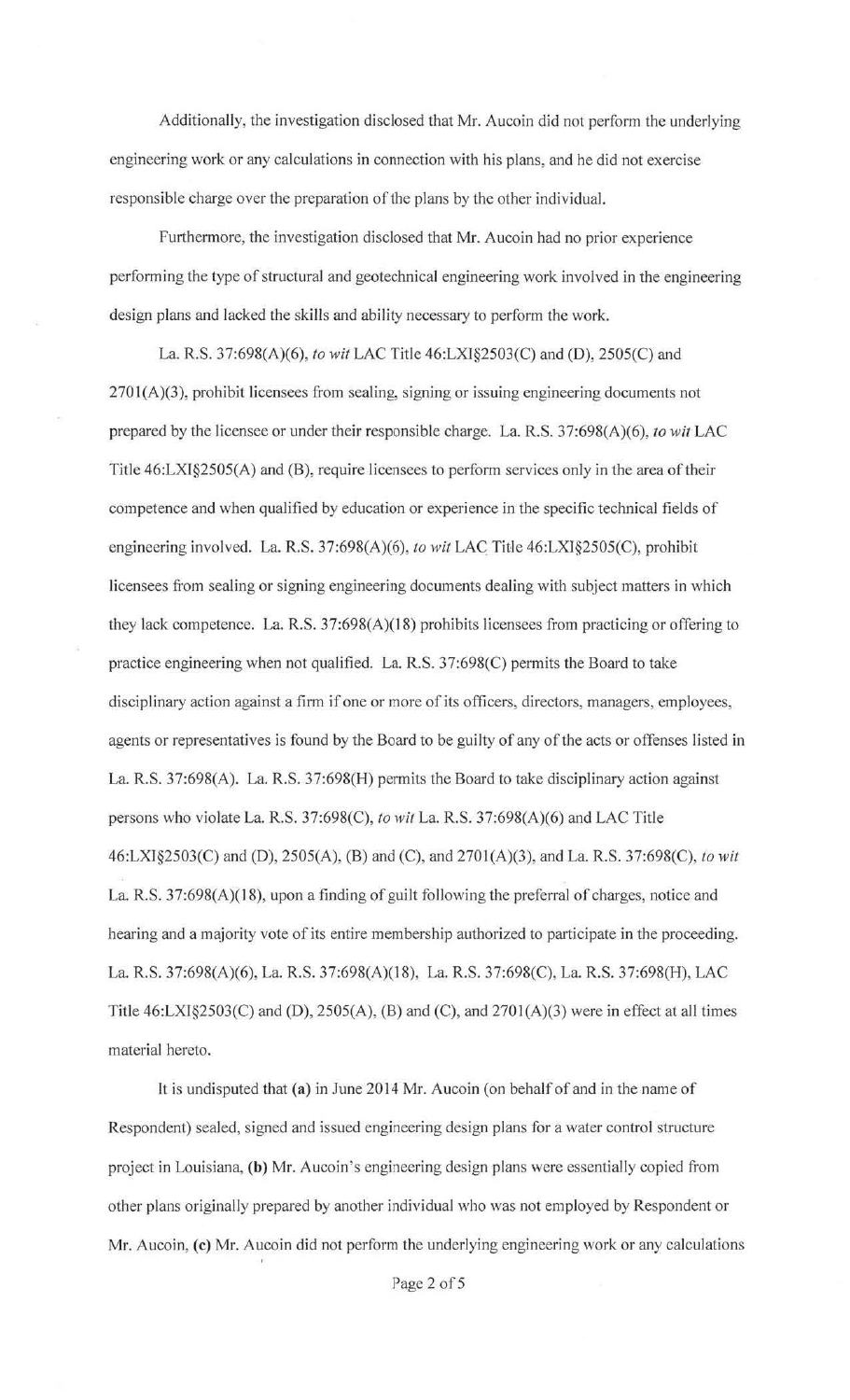Additionally, the investigation disclosed that Mr. Aucoin did not perform the underlying engineering work or any calculations in connection with his plans, and he did not exercise responsible charge over the preparation of the plans by the other individual.

Furthermore, the investigation disclosed that Mr. Aucoin had no prior experience performing the type of structural and geotechnical engineering work involved in the engineering design plans and lacked the skills and ability necessary to perform the work.

La. R.S. 37:698(A)(6), *to wit* LAC Title 46:LXI§2503(C) and (D), 2505(C) and 2701(A)(3), prohibit licensees from sealing, signing or issuing engineering documents not prepared by the licensee or under their responsible charge. La. R.S. 37:698(A)(6), *to wit* LAC Title 46:LXI§2505(A) and (B), require licensees to perform services only in the area of their competence and when qualified by education or experience in the specific technical fields of engineering involved. La. R.S. 37:698(A)(6), *to wit* LAC Title 46:LXI§2505(C), prohibit licensees from sealing or signing engineering documents dealing with subject matters in which they lack competence. La. R.S. 37:698(A)(18) prohibits licensees from practicing or offering to practice engineering when not qualified. La. R.S. 37:698(C) permits the Board to take disciplinary action against a firm if one or more of its officers, directors, managers, employees, agents or representatives is found by the Board to be guilty of any of the acts or offenses listed in La. R.S. 37:698(A). La. R.S. 37:698(H) permits the Board to take disciplinary action against persons who violate La. R.S. 37:698(C), *to wit* La. R.S. 37:698(A)(6) and LAC Title 46:LXI§2503(C) and (D), 2505(A), (B) and (C), and 2701(A)(3), and La. R.S. 37:698(C), *to wit* La. R.S. 37:698(A)(18), upon a finding of guilt following the preferral of charges, notice and hearing and a majority vote of its entire membership authorized to participate in the proceeding. La. R.S. 37:698(A)(6), La. R.S. 37:698(A)(18), La. R.S. 37:698(C), La. R.S. 37:698(H), LAC Title 46:LXI§2503(C) and (D), 2505(A), (B) and (C), and 2701(A)(3) were in effect at all times material hereto.

It is undisputed that **(a)** in June 2014 Mr. Aucoin (on behalf of and in the name of Respondent) sealed, signed and issued engineering design plans for a water control structure project in Louisiana, **(b)** Mr. Aucoin's engineering design plans were essentially copied from other plans originally prepared by another individual who was not employed by Respondent or Mr. Aucoin, **(c)** Mr. Aucoin did not perform the underlying engineering work or any calculations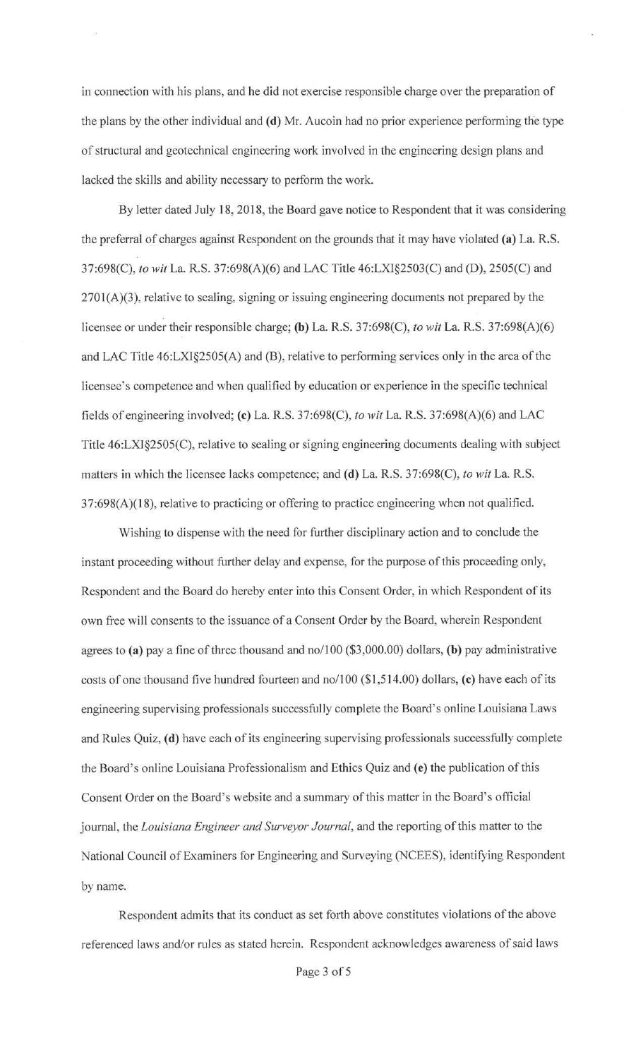in connection with his plans, and he did not exercise responsible charge over the preparation of the plans by the other individual and **(d)** Mr. Aucoin had no prior experience performing the type of structural and geotechnical engineering work involved in the engineering design plans and lacked the skills and ability necessary to perform the work.

By letter dated July 18, 2018, the Board gave notice to Respondent that it was considering the preferral of charges against Respondent on the grounds that it may have violated **(a)** La. R.S. 37:698(C), *to wit* La. R.S. 37:698(A)(6) and LAC Title 46:LXI§2503(C) and (D), 2505(C) and 2701(A)(3), relative to sealing, signing or issuing engineering documents not prepared by the licensee or under their responsible charge; **(b)** La. R.S. 37:698(C), *to wit* La. R.S. 37:698(A)(6) and LAC Title 46:LXI§2505(A) and (B), relative to performing services only in the area of the licensee's competence and when qualified by education or experience in the specific technical fields of engineering involved; **(c)** La. R.S. 37:698(C), *to wit* La. R.S. 37:698(A)(6) and LAC Title 46:LXI§2505(C), relative to sealing or signing engineering documents dealing with subject matters in which the licensee lacks competence; and **(d)** La. R.S. 37:698(C), *to wit* La. R.S. 37:698(A)(18), relative to practicing or offering to practice engineering when not qualified.

Wishing to dispense with the need for further disciplinary action and to conclude the instant proceeding without further delay and expense, for the purpose of this proceeding only, Respondent and the Board do hereby enter into this Consent Order, in which Respondent of its own free will consents to the issuance of a Consent Order by the Board, wherein Respondent agrees to **(a)** pay a fine of three thousand and no/100 ($3,000.00) dollars, **(b)** pay administrative costs of one thousand five hundred fourteen and no/100 ($1,514.00) dollars, **(c)** have each of its engineering supervising professionals successfully complete the Board's online Louisiana Laws and Rules Quiz, **(d)** have each of its engineering supervising professionals successfully complete the Board's online Louisiana Professionalism and Ethics Quiz and **(e)** the publication of this Consent Order on the Board's website and a summary of this matter in the Board's official journal, the *Louisiana Engineer and Surveyor Journal*, and the reporting of this matter to the National Council of Examiners for Engineering and Surveying (NCEES), identifying Respondent by name.

Respondent admits that its conduct as set forth above constitutes violations of the above referenced laws and/or rules as stated herein. Respondent acknowledges awareness of said laws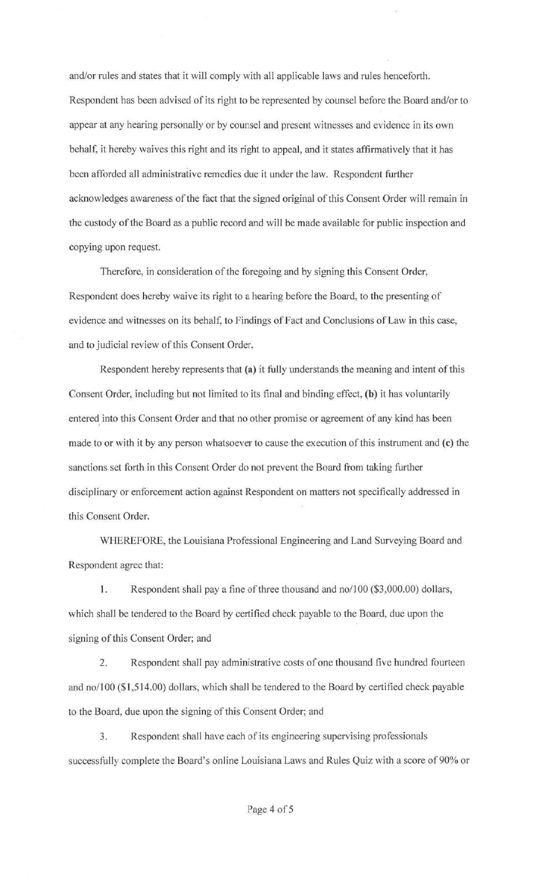and/or rules and states that it will comply with all applicable laws and rules henceforth. Respondent has been advised of its right to be represented by counsel before the Board and/or to appear at any hearing personally or by counsel and present witnesses and evidence in its own behalf, it hereby waives this right and its right to appeal, and it states affirmatively that it has been afforded all administrative remedies due it under the law. Respondent further acknowledges awareness of the fact that the signed original of this Consent Order will remain in the custody of the Board as a public record and will be made available for public inspection and copying upon request.

Therefore, in consideration of the foregoing and by signing this Consent Order, Respondent does hereby waive its right to a hearing before the Board, to the presenting of evidence and witnesses on its behalf, to Findings of Fact and Conclusions of Law in this case, and to judicial review of this Consent Order.

Respondent hereby represents that **(a)** it fully understands the meaning and intent of this Consent Order, including but not limited to its final and binding effect, **(b)** it has voluntarily entered into this Consent Order and that no other promise or agreement of any kind has been made to or with it by any person whatsoever to cause the execution of this instrument and **(c)** the sanctions set forth in this Consent Order do not prevent the Board from taking further disciplinary or enforcement action against Respondent on matters not specifically addressed in this Consent Order.

WHEREFORE, the Louisiana Professional Engineering and Land Surveying Board and Respondent agree that:

1. Respondent shall pay a fine of three thousand and no/100 ($3,000.00) dollars, which shall be tendered to the Board by certified check payable to the Board, due upon the signing of this Consent Order; and

2. Respondent shall pay administrative costs of one thousand five hundred fourteen and no/100 ($1,514.00) dollars, which shall be tendered to the Board by certified check payable to the Board, due upon the signing of this Consent Order; and

3. Respondent shall have each of its engineering supervising professionals successfully complete the Board's online Louisiana Laws and Rules Quiz with a score of 90% or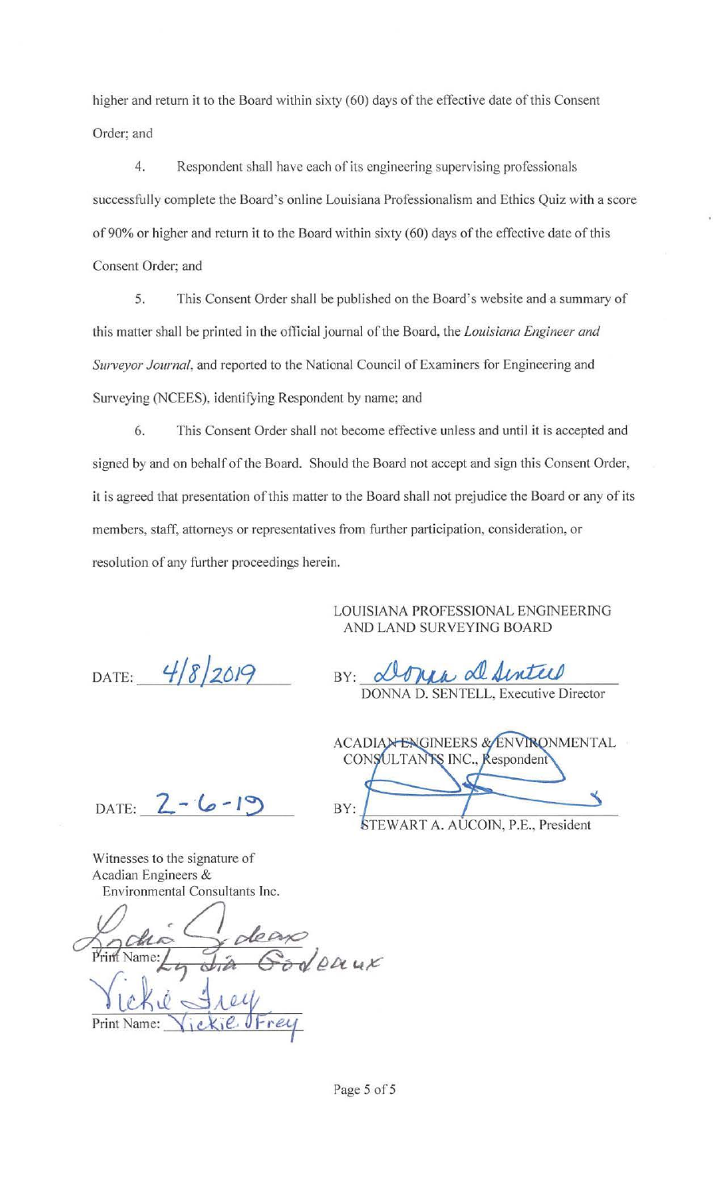higher and return it to the Board within sixty (60) days of the effective date of this Consent Order; and

4. Respondent shall have each of its engineering supervising professionals successfully complete the Board's online Louisiana Professionalism and Ethics Quiz with a score of 90% or higher and return it to the Board within sixty (60) days of the effective date of this Consent Order; and

5. This Consent Order shall be published on the Board's website and a summary of this matter shall be printed in the official journal of the Board, the *Louisiana Engineer and Surveyor Journal*, and reported to the National Council of Examiners for Engineering and Surveying (NCEES), identifying Respondent by name; and

6. This Consent Order shall not become effective unless and until it is accepted and signed by and on behalf of the Board. Should the Board not accept and sign this Consent Order, it is agreed that presentation of this matter to the Board shall not prejudice the Board or any of its members, staff, attorneys or representatives from further participation, consideration, or resolution of any further proceedings herein.

LOUISIANA PROFESSIONAL ENGINEERING AND LAND SURVEYING BOARD

DATE: 4/8/2019

BY: Donna D. Sentell
DONNA D. SENTELL, Executive Director

ACADIAN ENGINEERS & ENVIRONMENTAL CONSULTANTS INC., Respondent

DATE: 2-6-19

BY: ______________________
STEWART A. AUCOIN, P.E., President

Witnesses to the signature of Acadian Engineers & Environmental Consultants Inc.

______________________
Print Name: Lydia Godeaux

______________________
Print Name: Vickie Frey